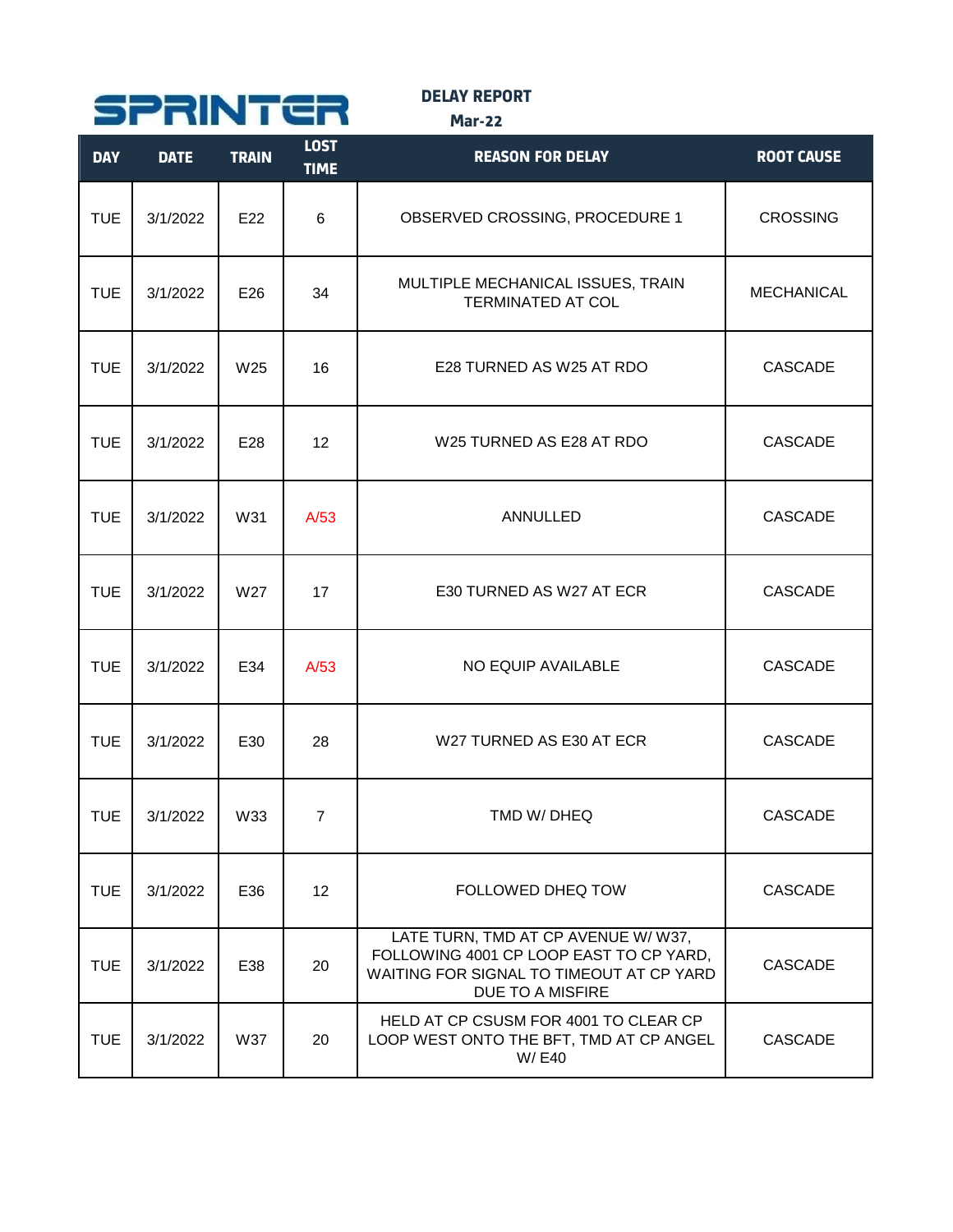# SPRINTER

**DELAY REPORT**

**Mar-22**

| DAY | DATE | TRAIN | LOST TIME | REASON FOR DELAY | ROOT CAUSE |
|---|---|---|---|---|---|
| TUE | 3/1/2022 | E22 | 6 | OBSERVED CROSSING, PROCEDURE 1 | CROSSING |
| TUE | 3/1/2022 | E26 | 34 | MULTIPLE MECHANICAL ISSUES, TRAIN TERMINATED AT COL | MECHANICAL |
| TUE | 3/1/2022 | W25 | 16 | E28 TURNED AS W25 AT RDO | CASCADE |
| TUE | 3/1/2022 | E28 | 12 | W25 TURNED AS E28 AT RDO | CASCADE |
| TUE | 3/1/2022 | W31 | A/53 | ANNULLED | CASCADE |
| TUE | 3/1/2022 | W27 | 17 | E30 TURNED AS W27 AT ECR | CASCADE |
| TUE | 3/1/2022 | E34 | A/53 | NO EQUIP AVAILABLE | CASCADE |
| TUE | 3/1/2022 | E30 | 28 | W27 TURNED AS E30 AT ECR | CASCADE |
| TUE | 3/1/2022 | W33 | 7 | TMD W/ DHEQ | CASCADE |
| TUE | 3/1/2022 | E36 | 12 | FOLLOWED DHEQ TOW | CASCADE |
| TUE | 3/1/2022 | E38 | 20 | LATE TURN, TMD AT CP AVENUE W/ W37, FOLLOWING 4001 CP LOOP EAST TO CP YARD, WAITING FOR SIGNAL TO TIMEOUT AT CP YARD DUE TO A MISFIRE | CASCADE |
| TUE | 3/1/2022 | W37 | 20 | HELD AT CP CSUSM FOR 4001 TO CLEAR CP LOOP WEST ONTO THE BFT, TMD AT CP ANGEL W/ E40 | CASCADE |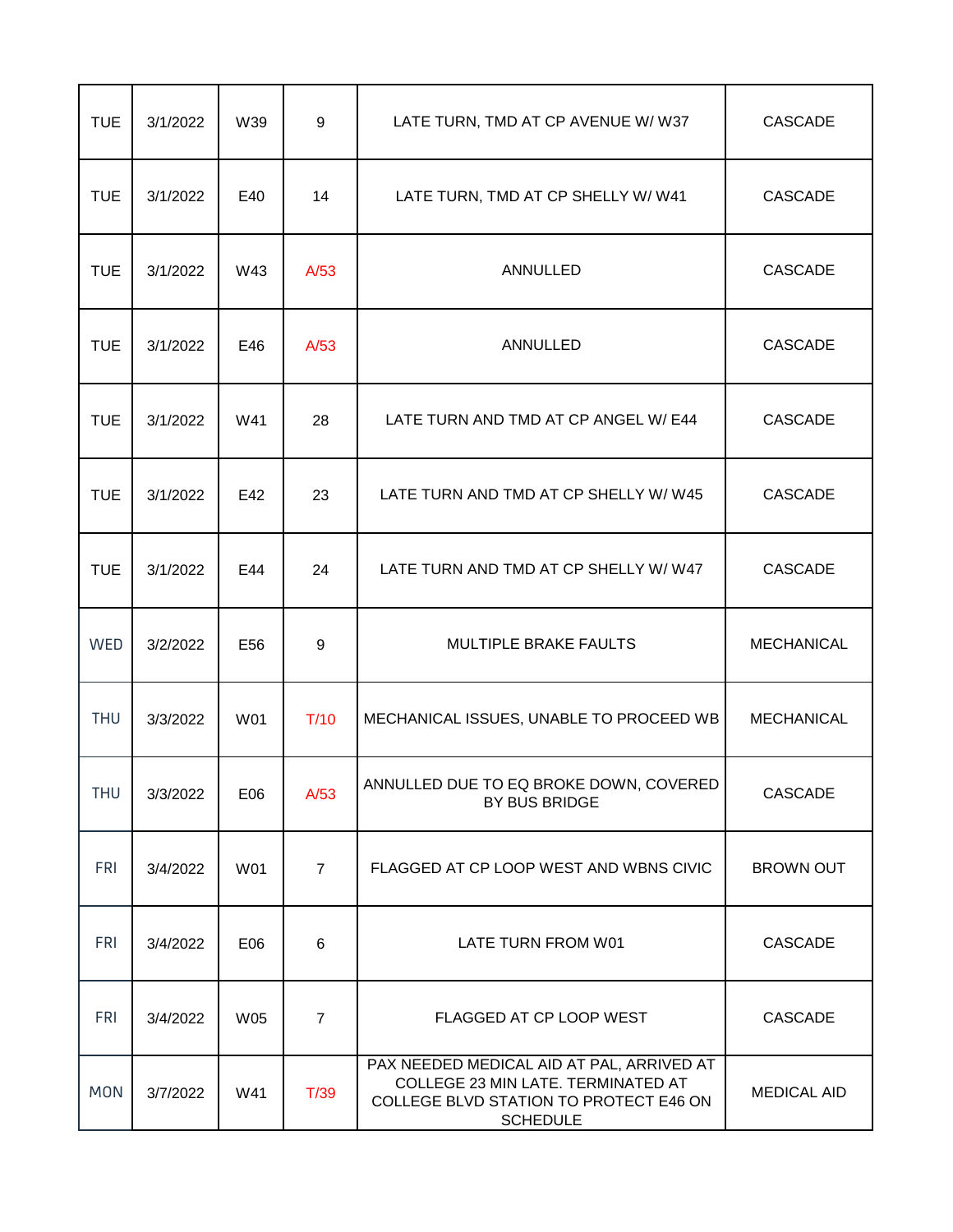| TUE | 3/1/2022 | W39 | 9 | LATE TURN, TMD AT CP AVENUE W/ W37 | CASCADE |
|---|---|---|---|---|---|
| TUE | 3/1/2022 | E40 | 14 | LATE TURN, TMD AT CP SHELLY W/ W41 | CASCADE |
| TUE | 3/1/2022 | W43 | A/53 | ANNULLED | CASCADE |
| TUE | 3/1/2022 | E46 | A/53 | ANNULLED | CASCADE |
| TUE | 3/1/2022 | W41 | 28 | LATE TURN AND TMD AT CP ANGEL W/ E44 | CASCADE |
| TUE | 3/1/2022 | E42 | 23 | LATE TURN AND TMD AT CP SHELLY W/ W45 | CASCADE |
| TUE | 3/1/2022 | E44 | 24 | LATE TURN AND TMD AT CP SHELLY W/ W47 | CASCADE |
| WED | 3/2/2022 | E56 | 9 | MULTIPLE BRAKE FAULTS | MECHANICAL |
| THU | 3/3/2022 | W01 | T/10 | MECHANICAL ISSUES, UNABLE TO PROCEED WB | MECHANICAL |
| THU | 3/3/2022 | E06 | A/53 | ANNULLED DUE TO EQ BROKE DOWN, COVERED BY BUS BRIDGE | CASCADE |
| FRI | 3/4/2022 | W01 | 7 | FLAGGED AT CP LOOP WEST AND WBNS CIVIC | BROWN OUT |
| FRI | 3/4/2022 | E06 | 6 | LATE TURN FROM W01 | CASCADE |
| FRI | 3/4/2022 | W05 | 7 | FLAGGED AT CP LOOP WEST | CASCADE |
| MON | 3/7/2022 | W41 | T/39 | PAX NEEDED MEDICAL AID AT PAL, ARRIVED AT COLLEGE 23 MIN LATE. TERMINATED AT COLLEGE BLVD STATION TO PROTECT E46 ON SCHEDULE | MEDICAL AID |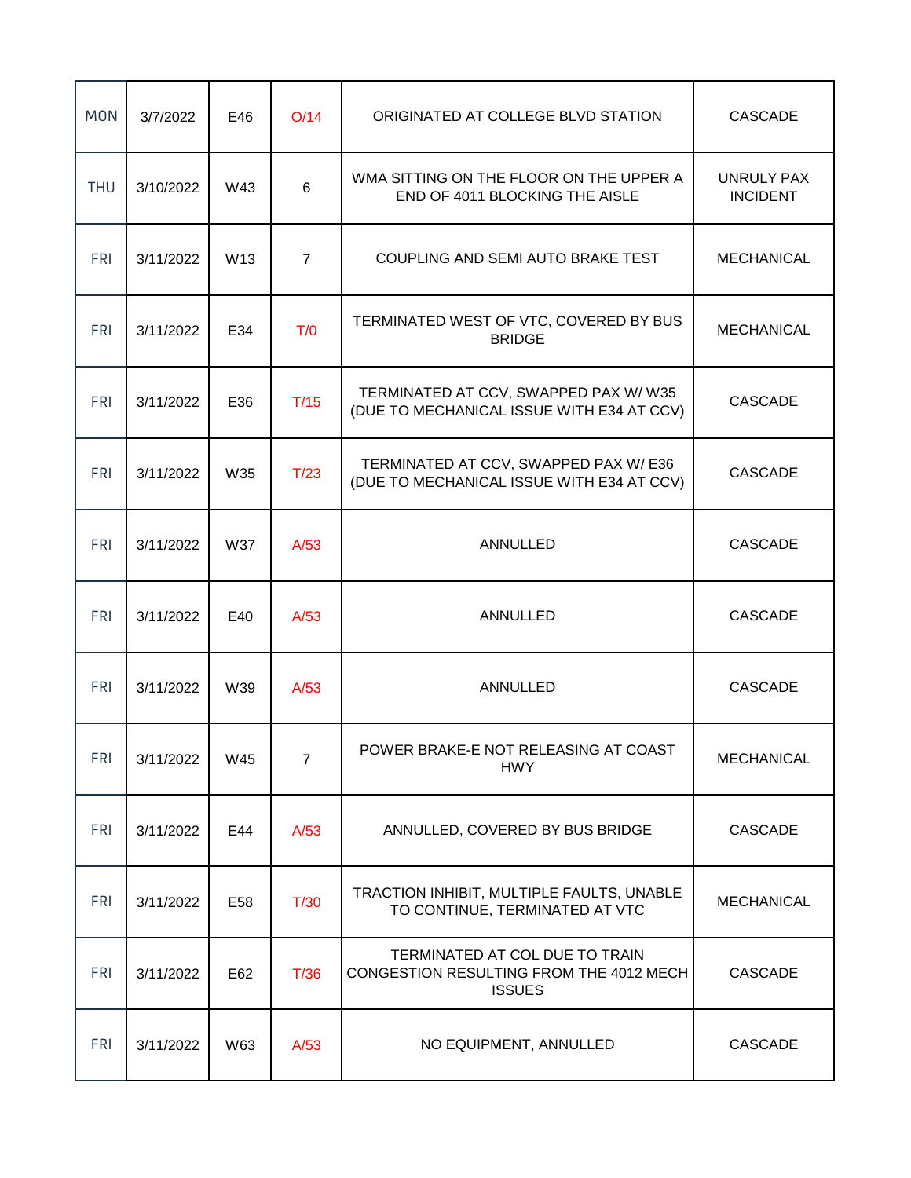| | | | | | |
|---|---|---|---|---|---|
| MON | 3/7/2022 | E46 | O/14 | ORIGINATED AT COLLEGE BLVD STATION | CASCADE |
| THU | 3/10/2022 | W43 | 6 | WMA SITTING ON THE FLOOR ON THE UPPER A END OF 4011 BLOCKING THE AISLE | UNRULY PAX INCIDENT |
| FRI | 3/11/2022 | W13 | 7 | COUPLING AND SEMI AUTO BRAKE TEST | MECHANICAL |
| FRI | 3/11/2022 | E34 | T/0 | TERMINATED WEST OF VTC, COVERED BY BUS BRIDGE | MECHANICAL |
| FRI | 3/11/2022 | E36 | T/15 | TERMINATED AT CCV, SWAPPED PAX W/ W35 (DUE TO MECHANICAL ISSUE WITH E34 AT CCV) | CASCADE |
| FRI | 3/11/2022 | W35 | T/23 | TERMINATED AT CCV, SWAPPED PAX W/ E36 (DUE TO MECHANICAL ISSUE WITH E34 AT CCV) | CASCADE |
| FRI | 3/11/2022 | W37 | A/53 | ANNULLED | CASCADE |
| FRI | 3/11/2022 | E40 | A/53 | ANNULLED | CASCADE |
| FRI | 3/11/2022 | W39 | A/53 | ANNULLED | CASCADE |
| FRI | 3/11/2022 | W45 | 7 | POWER BRAKE-E NOT RELEASING AT COAST HWY | MECHANICAL |
| FRI | 3/11/2022 | E44 | A/53 | ANNULLED, COVERED BY BUS BRIDGE | CASCADE |
| FRI | 3/11/2022 | E58 | T/30 | TRACTION INHIBIT, MULTIPLE FAULTS, UNABLE TO CONTINUE, TERMINATED AT VTC | MECHANICAL |
| FRI | 3/11/2022 | E62 | T/36 | TERMINATED AT COL DUE TO TRAIN CONGESTION RESULTING FROM THE 4012 MECH ISSUES | CASCADE |
| FRI | 3/11/2022 | W63 | A/53 | NO EQUIPMENT, ANNULLED | CASCADE |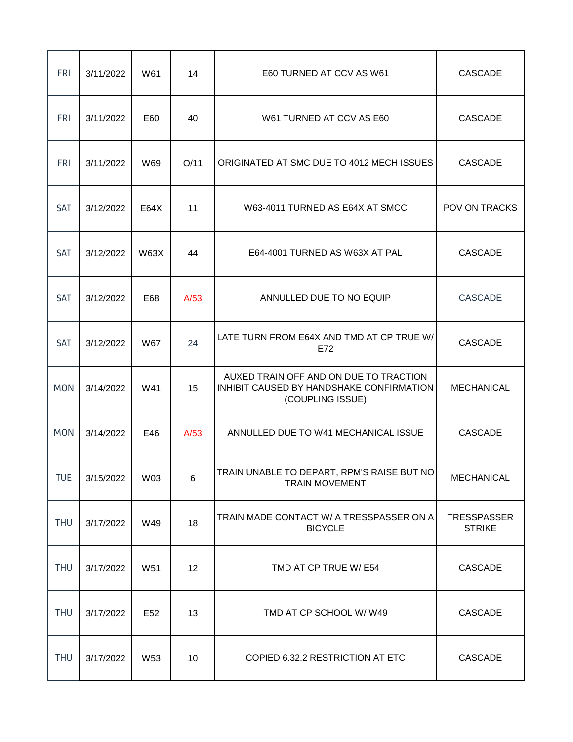| | | | | | |
|---|---|---|---|---|---|
| FRI | 3/11/2022 | W61 | 14 | E60 TURNED AT CCV AS W61 | CASCADE |
| FRI | 3/11/2022 | E60 | 40 | W61 TURNED AT CCV AS E60 | CASCADE |
| FRI | 3/11/2022 | W69 | O/11 | ORIGINATED AT SMC DUE TO 4012 MECH ISSUES | CASCADE |
| SAT | 3/12/2022 | E64X | 11 | W63-4011 TURNED AS E64X AT SMCC | POV ON TRACKS |
| SAT | 3/12/2022 | W63X | 44 | E64-4001 TURNED AS W63X AT PAL | CASCADE |
| SAT | 3/12/2022 | E68 | A/53 | ANNULLED DUE TO NO EQUIP | CASCADE |
| SAT | 3/12/2022 | W67 | 24 | LATE TURN FROM E64X AND TMD AT CP TRUE W/ E72 | CASCADE |
| MON | 3/14/2022 | W41 | 15 | AUXED TRAIN OFF AND ON DUE TO TRACTION INHIBIT CAUSED BY HANDSHAKE CONFIRMATION (COUPLING ISSUE) | MECHANICAL |
| MON | 3/14/2022 | E46 | A/53 | ANNULLED DUE TO W41 MECHANICAL ISSUE | CASCADE |
| TUE | 3/15/2022 | W03 | 6 | TRAIN UNABLE TO DEPART, RPM'S RAISE BUT NO TRAIN MOVEMENT | MECHANICAL |
| THU | 3/17/2022 | W49 | 18 | TRAIN MADE CONTACT W/ A TRESSPASSER ON A BICYCLE | TRESSPASSER STRIKE |
| THU | 3/17/2022 | W51 | 12 | TMD AT CP TRUE W/ E54 | CASCADE |
| THU | 3/17/2022 | E52 | 13 | TMD AT CP SCHOOL W/ W49 | CASCADE |
| THU | 3/17/2022 | W53 | 10 | COPIED 6.32.2 RESTRICTION AT ETC | CASCADE |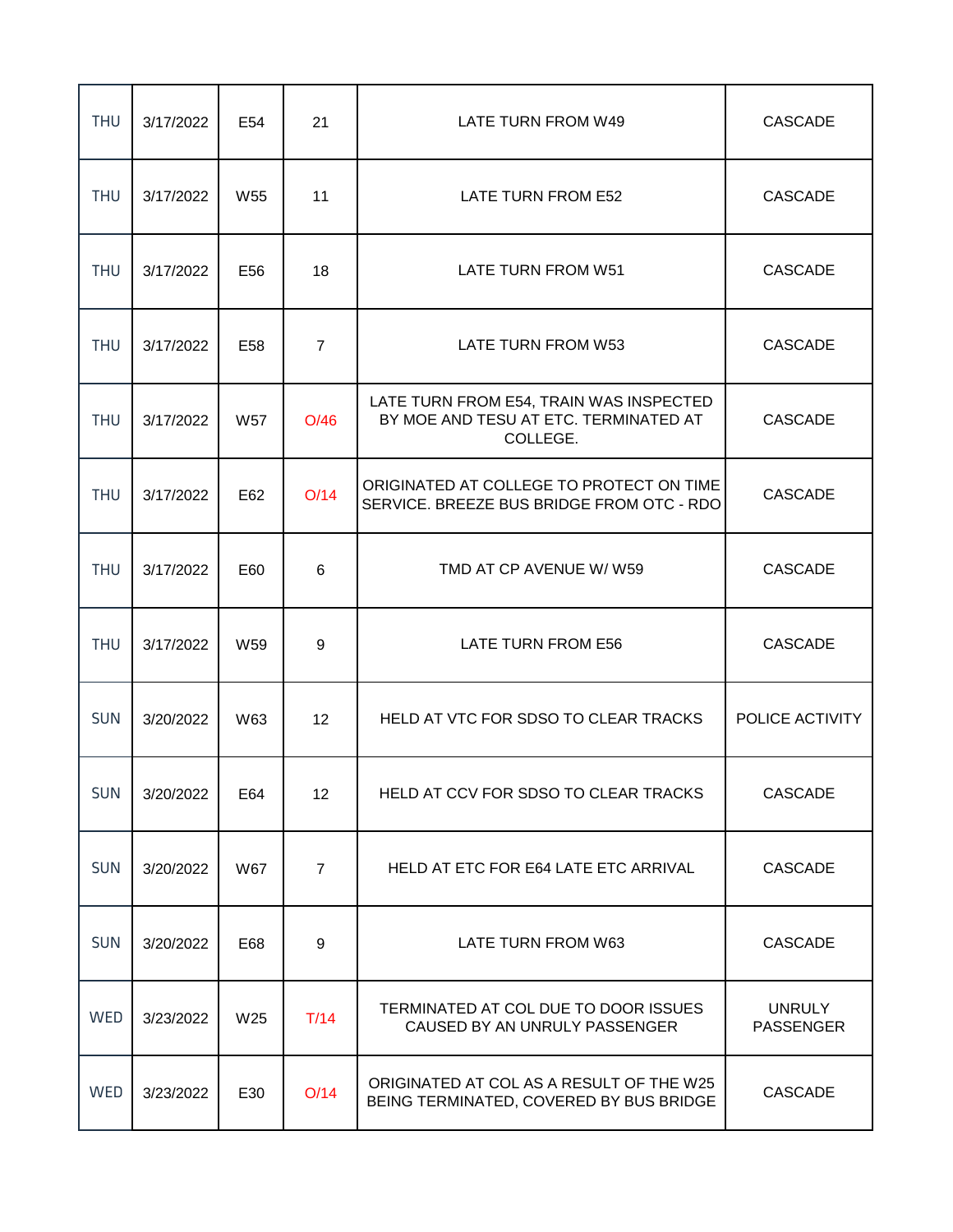| | | | | | |
|---|---|---|---|---|---|
| THU | 3/17/2022 | E54 | 21 | LATE TURN FROM W49 | CASCADE |
| THU | 3/17/2022 | W55 | 11 | LATE TURN FROM E52 | CASCADE |
| THU | 3/17/2022 | E56 | 18 | LATE TURN FROM W51 | CASCADE |
| THU | 3/17/2022 | E58 | 7 | LATE TURN FROM W53 | CASCADE |
| THU | 3/17/2022 | W57 | O/46 | LATE TURN FROM E54, TRAIN WAS INSPECTED BY MOE AND TESU AT ETC. TERMINATED AT COLLEGE. | CASCADE |
| THU | 3/17/2022 | E62 | O/14 | ORIGINATED AT COLLEGE TO PROTECT ON TIME SERVICE. BREEZE BUS BRIDGE FROM OTC - RDO | CASCADE |
| THU | 3/17/2022 | E60 | 6 | TMD AT CP AVENUE W/ W59 | CASCADE |
| THU | 3/17/2022 | W59 | 9 | LATE TURN FROM E56 | CASCADE |
| SUN | 3/20/2022 | W63 | 12 | HELD AT VTC FOR SDSO TO CLEAR TRACKS | POLICE ACTIVITY |
| SUN | 3/20/2022 | E64 | 12 | HELD AT CCV FOR SDSO TO CLEAR TRACKS | CASCADE |
| SUN | 3/20/2022 | W67 | 7 | HELD AT ETC FOR E64 LATE ETC ARRIVAL | CASCADE |
| SUN | 3/20/2022 | E68 | 9 | LATE TURN FROM W63 | CASCADE |
| WED | 3/23/2022 | W25 | T/14 | TERMINATED AT COL DUE TO DOOR ISSUES CAUSED BY AN UNRULY PASSENGER | UNRULY PASSENGER |
| WED | 3/23/2022 | E30 | O/14 | ORIGINATED AT COL AS A RESULT OF THE W25 BEING TERMINATED, COVERED BY BUS BRIDGE | CASCADE |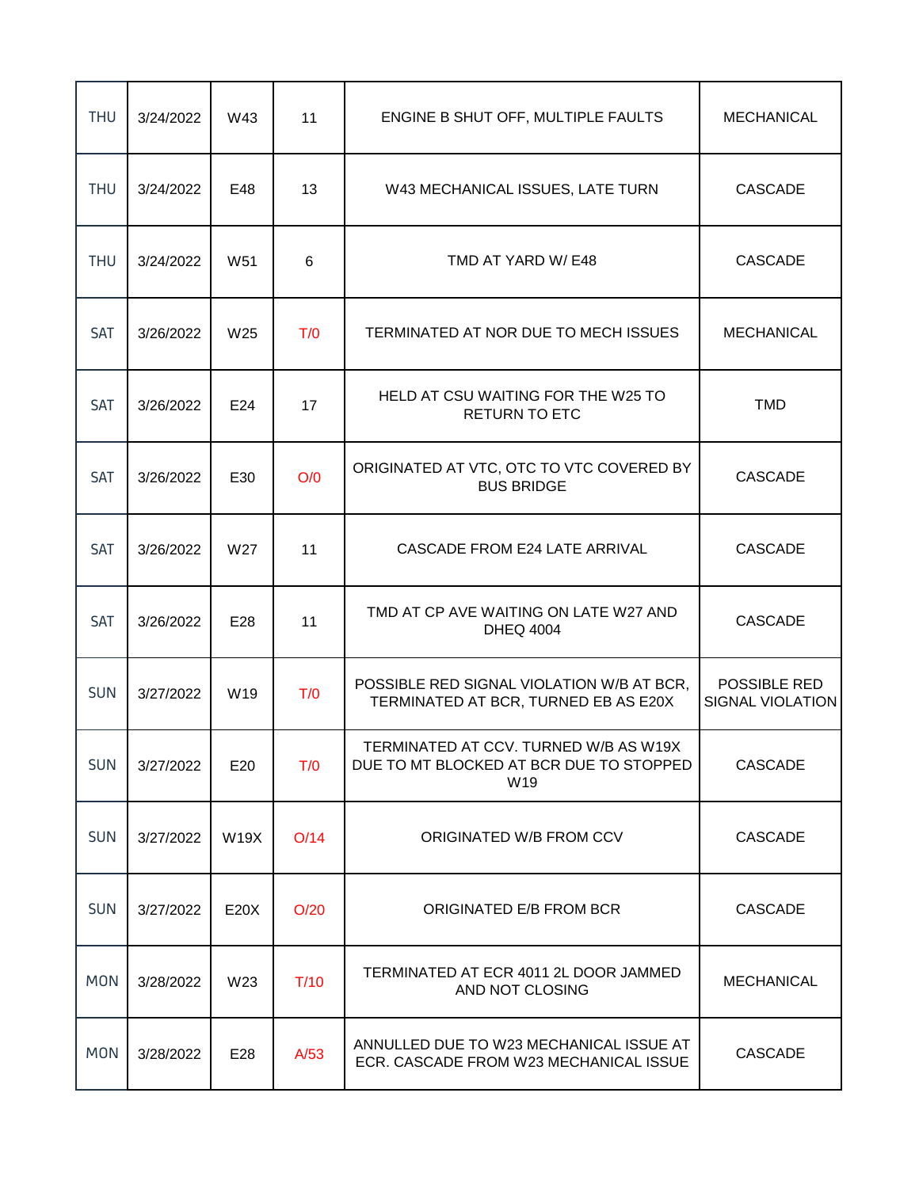| THU | 3/24/2022 | W43 | 11 | ENGINE B SHUT OFF, MULTIPLE FAULTS | MECHANICAL |
|---|---|---|---|---|---|
| THU | 3/24/2022 | E48 | 13 | W43 MECHANICAL ISSUES, LATE TURN | CASCADE |
| THU | 3/24/2022 | W51 | 6 | TMD AT YARD W/ E48 | CASCADE |
| SAT | 3/26/2022 | W25 | T/0 | TERMINATED AT NOR DUE TO MECH ISSUES | MECHANICAL |
| SAT | 3/26/2022 | E24 | 17 | HELD AT CSU WAITING FOR THE W25 TO RETURN TO ETC | TMD |
| SAT | 3/26/2022 | E30 | O/0 | ORIGINATED AT VTC, OTC TO VTC COVERED BY BUS BRIDGE | CASCADE |
| SAT | 3/26/2022 | W27 | 11 | CASCADE FROM E24 LATE ARRIVAL | CASCADE |
| SAT | 3/26/2022 | E28 | 11 | TMD AT CP AVE WAITING ON LATE W27 AND DHEQ 4004 | CASCADE |
| SUN | 3/27/2022 | W19 | T/0 | POSSIBLE RED SIGNAL VIOLATION W/B AT BCR, TERMINATED AT BCR, TURNED EB AS E20X | POSSIBLE RED SIGNAL VIOLATION |
| SUN | 3/27/2022 | E20 | T/0 | TERMINATED AT CCV. TURNED W/B AS W19X DUE TO MT BLOCKED AT BCR DUE TO STOPPED W19 | CASCADE |
| SUN | 3/27/2022 | W19X | O/14 | ORIGINATED W/B FROM CCV | CASCADE |
| SUN | 3/27/2022 | E20X | O/20 | ORIGINATED E/B FROM BCR | CASCADE |
| MON | 3/28/2022 | W23 | T/10 | TERMINATED AT ECR 4011 2L DOOR JAMMED AND NOT CLOSING | MECHANICAL |
| MON | 3/28/2022 | E28 | A/53 | ANNULLED DUE TO W23 MECHANICAL ISSUE AT ECR. CASCADE FROM W23 MECHANICAL ISSUE | CASCADE |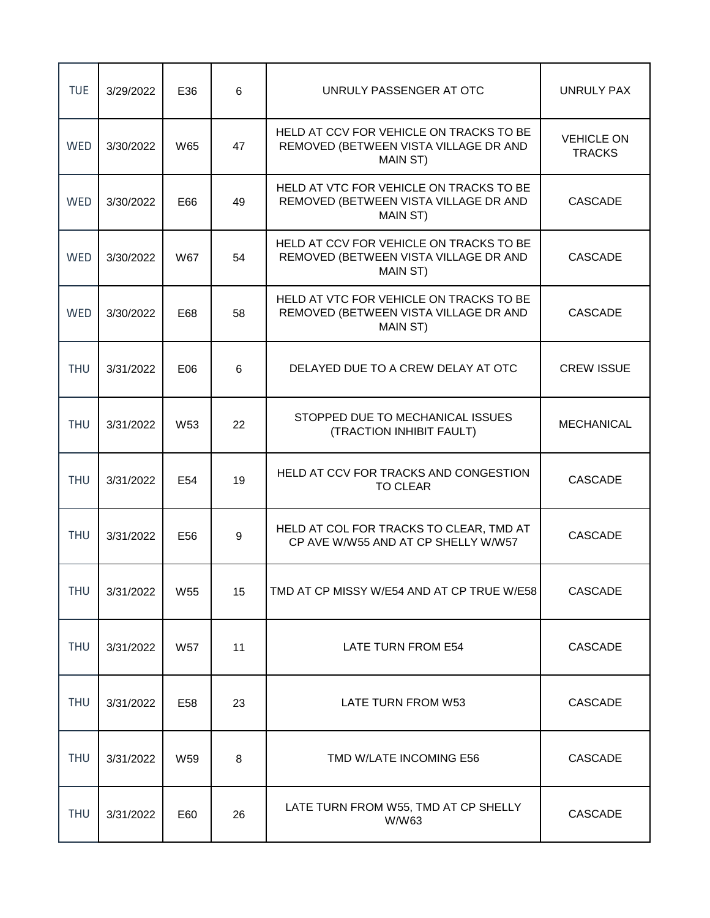| | | | | | |
|---|---|---|---|---|---|
| TUE | 3/29/2022 | E36 | 6 | UNRULY PASSENGER AT OTC | UNRULY PAX |
| WED | 3/30/2022 | W65 | 47 | HELD AT CCV FOR VEHICLE ON TRACKS TO BE REMOVED (BETWEEN VISTA VILLAGE DR AND MAIN ST) | VEHICLE ON TRACKS |
| WED | 3/30/2022 | E66 | 49 | HELD AT VTC FOR VEHICLE ON TRACKS TO BE REMOVED (BETWEEN VISTA VILLAGE DR AND MAIN ST) | CASCADE |
| WED | 3/30/2022 | W67 | 54 | HELD AT CCV FOR VEHICLE ON TRACKS TO BE REMOVED (BETWEEN VISTA VILLAGE DR AND MAIN ST) | CASCADE |
| WED | 3/30/2022 | E68 | 58 | HELD AT VTC FOR VEHICLE ON TRACKS TO BE REMOVED (BETWEEN VISTA VILLAGE DR AND MAIN ST) | CASCADE |
| THU | 3/31/2022 | E06 | 6 | DELAYED DUE TO A CREW DELAY AT OTC | CREW ISSUE |
| THU | 3/31/2022 | W53 | 22 | STOPPED DUE TO MECHANICAL ISSUES (TRACTION INHIBIT FAULT) | MECHANICAL |
| THU | 3/31/2022 | E54 | 19 | HELD AT CCV FOR TRACKS AND CONGESTION TO CLEAR | CASCADE |
| THU | 3/31/2022 | E56 | 9 | HELD AT COL FOR TRACKS TO CLEAR, TMD AT CP AVE W/W55 AND AT CP SHELLY W/W57 | CASCADE |
| THU | 3/31/2022 | W55 | 15 | TMD AT CP MISSY W/E54 AND AT CP TRUE W/E58 | CASCADE |
| THU | 3/31/2022 | W57 | 11 | LATE TURN FROM E54 | CASCADE |
| THU | 3/31/2022 | E58 | 23 | LATE TURN FROM W53 | CASCADE |
| THU | 3/31/2022 | W59 | 8 | TMD W/LATE INCOMING E56 | CASCADE |
| THU | 3/31/2022 | E60 | 26 | LATE TURN FROM W55, TMD AT CP SHELLY W/W63 | CASCADE |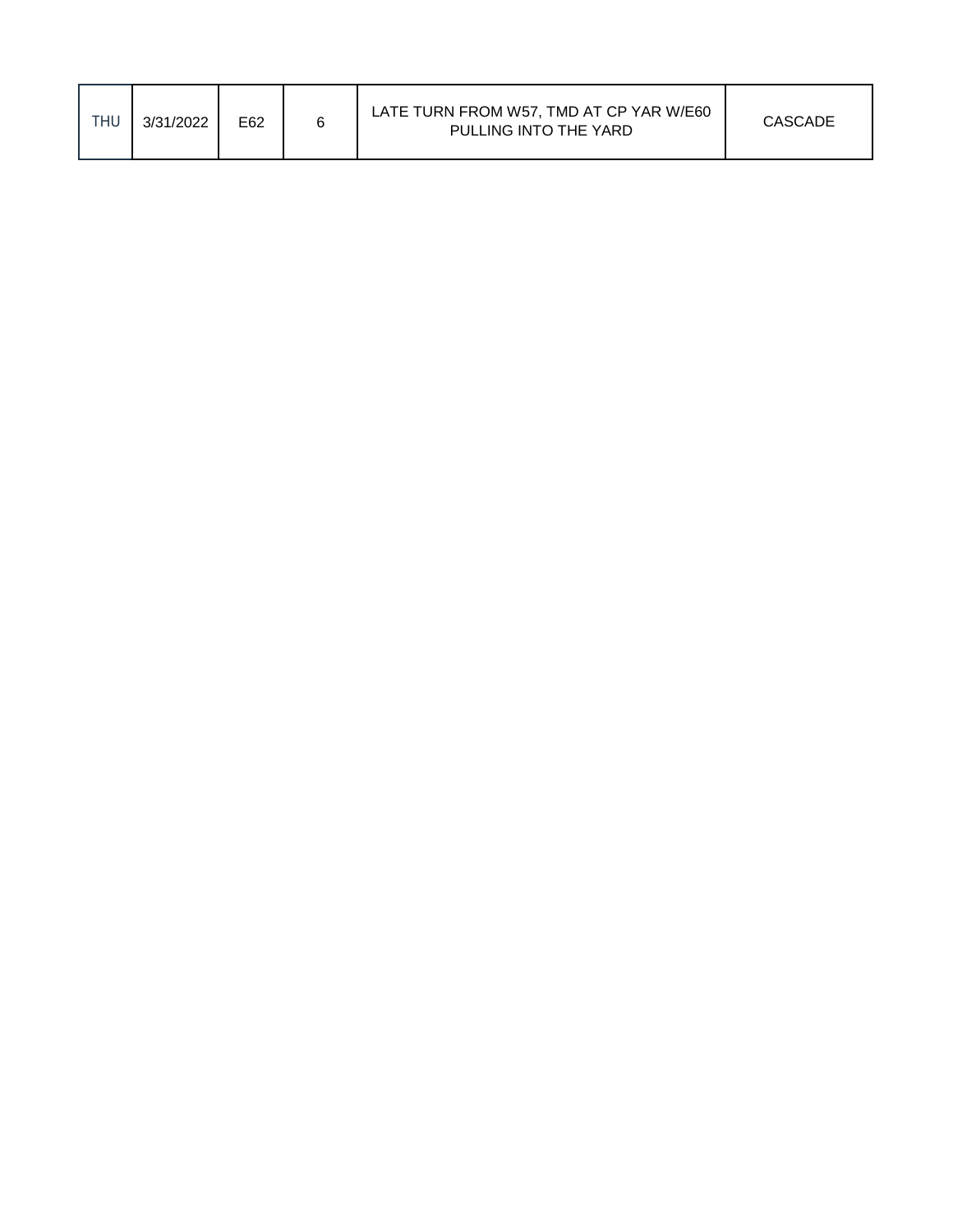| | | | | | |
|---|---|---|---|---|---|
| THU | 3/31/2022 | E62 | 6 | LATE TURN FROM W57, TMD AT CP YAR W/E60 PULLING INTO THE YARD | CASCADE |